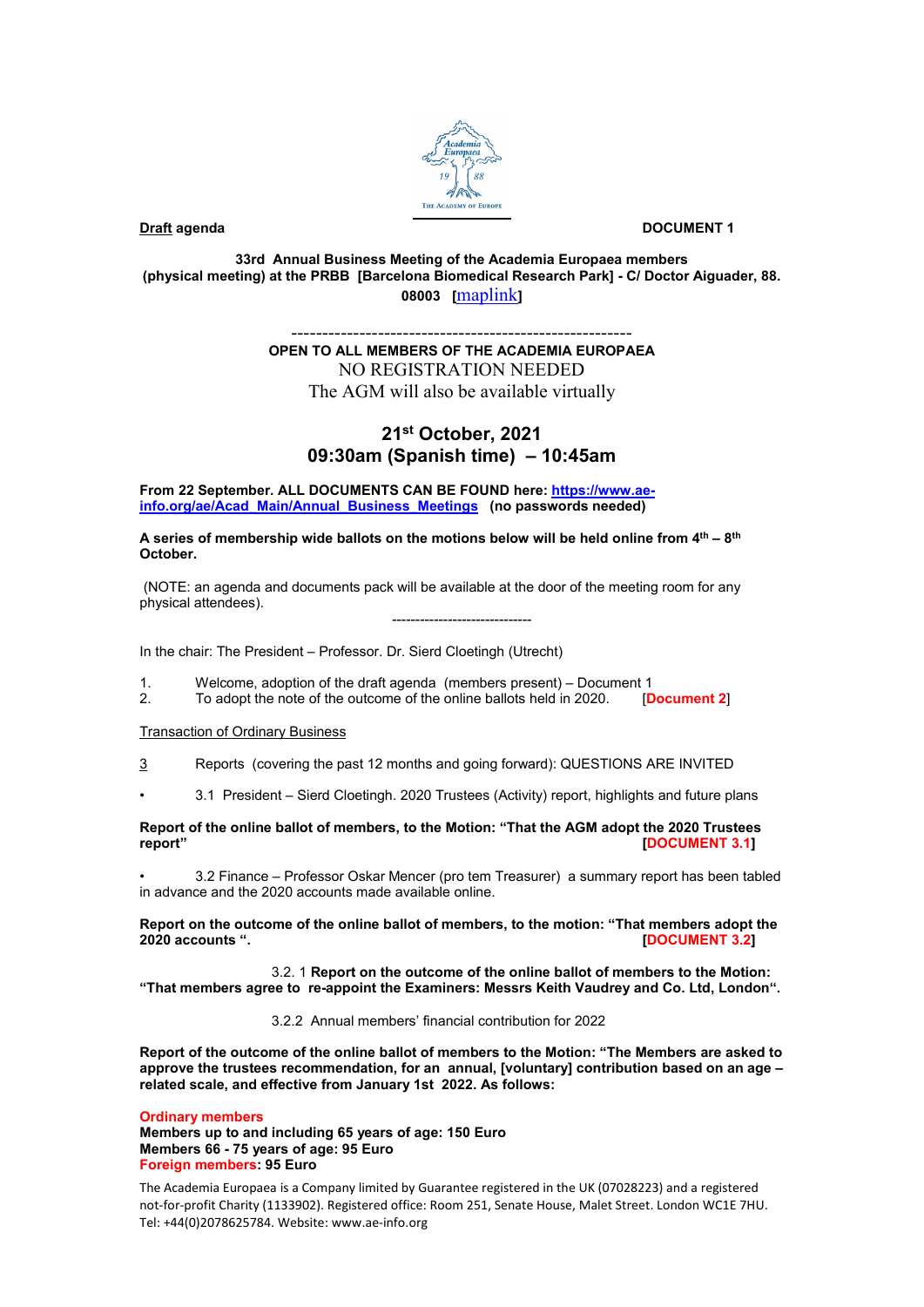**Draft agenda** **DOCUMENT 1**

**33rd Annual Business Meeting of the Academia Europaea members (physical meeting) at the PRBB [Barcelona Biomedical Research Park] - C/ Doctor Aiguader, 88. 08003 [maplink]**

---

**OPEN TO ALL MEMBERS OF THE ACADEMIA EUROPAEA**

NO REGISTRATION NEEDED

The AGM will also be available virtually

## 21st October, 2021
## 09:30am (Spanish time) – 10:45am

**From 22 September. ALL DOCUMENTS CAN BE FOUND here: https://www.ae-info.org/ae/Acad_Main/Annual_Business_Meetings (no passwords needed)**

**A series of membership wide ballots on the motions below will be held online from 4th – 8th October.**

(NOTE: an agenda and documents pack will be available at the door of the meeting room for any physical attendees).

---

In the chair: The President – Professor. Dr. Sierd Cloetingh (Utrecht)

1. Welcome, adoption of the draft agenda (members present) – Document 1
2. To adopt the note of the outcome of the online ballots held in 2020. [**Document 2**]

Transaction of Ordinary Business

3 Reports (covering the past 12 months and going forward): QUESTIONS ARE INVITED

- 3.1 President – Sierd Cloetingh. 2020 Trustees (Activity) report, highlights and future plans

**Report of the online ballot of members, to the Motion: "That the AGM adopt the 2020 Trustees report" [DOCUMENT 3.1]**

- 3.2 Finance – Professor Oskar Mencer (pro tem Treasurer) a summary report has been tabled in advance and the 2020 accounts made available online.

**Report on the outcome of the online ballot of members, to the motion: "That members adopt the 2020 accounts ". [DOCUMENT 3.2]**

3.2. 1 **Report on the outcome of the online ballot of members to the Motion: "That members agree to re-appoint the Examiners: Messrs Keith Vaudrey and Co. Ltd, London".**

3.2.2 Annual members' financial contribution for 2022

**Report of the outcome of the online ballot of members to the Motion: "The Members are asked to approve the trustees recommendation, for an annual, [voluntary] contribution based on an age – related scale, and effective from January 1st 2022. As follows:**

**Ordinary members**
**Members up to and including 65 years of age: 150 Euro**
**Members 66 - 75 years of age: 95 Euro**
**Foreign members: 95 Euro**

The Academia Europaea is a Company limited by Guarantee registered in the UK (07028223) and a registered not-for-profit Charity (1133902). Registered office: Room 251, Senate House, Malet Street. London WC1E 7HU. Tel: +44(0)2078625784. Website: www.ae-info.org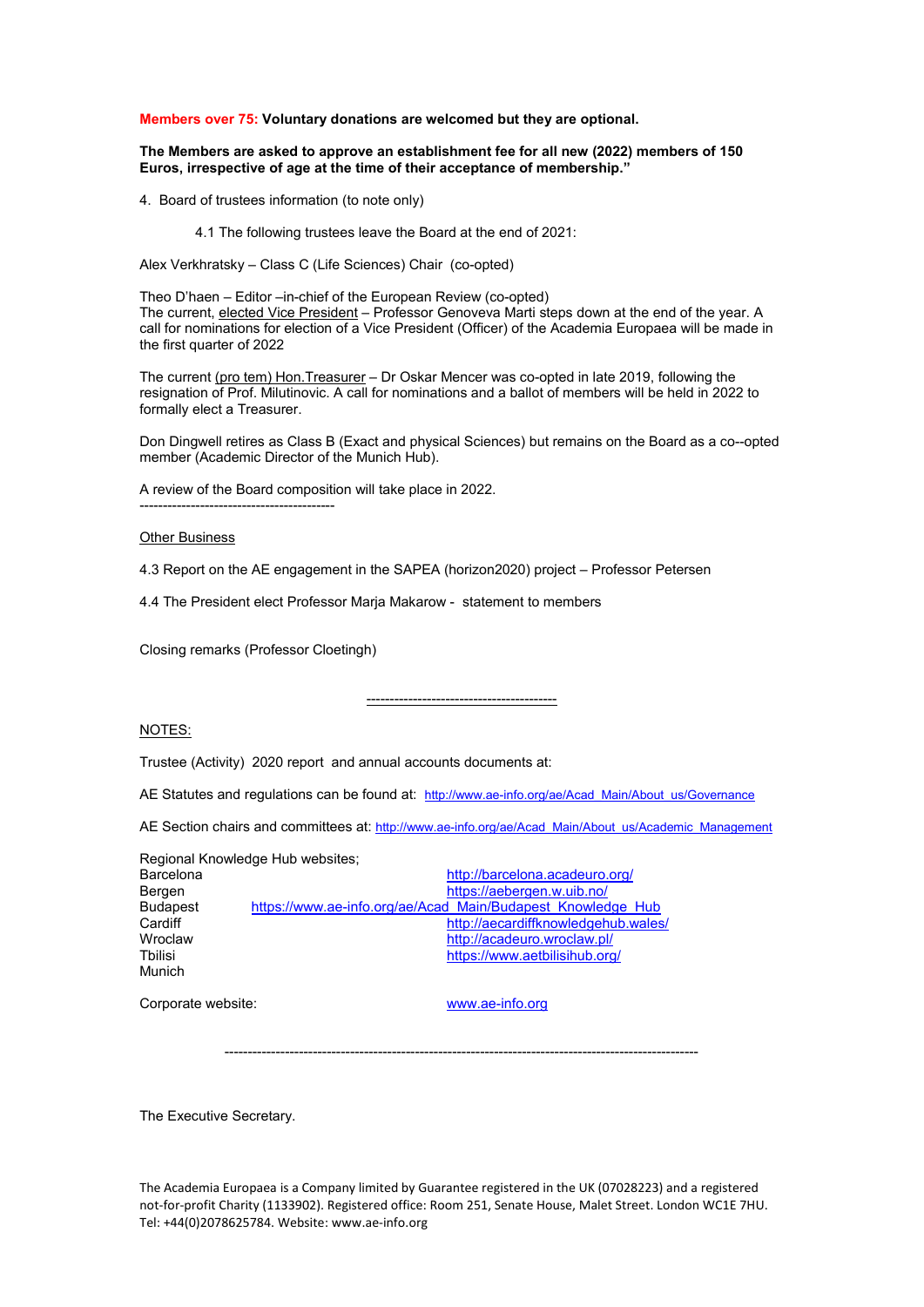**Members over 75: Voluntary donations are welcomed but they are optional.**

**The Members are asked to approve an establishment fee for all new (2022) members of 150 Euros, irrespective of age at the time of their acceptance of membership."**

4. Board of trustees information (to note only)

4.1 The following trustees leave the Board at the end of 2021:

Alex Verkhratsky – Class C (Life Sciences) Chair (co-opted)

Theo D'haen – Editor –in-chief of the European Review (co-opted)
The current, elected Vice President – Professor Genoveva Marti steps down at the end of the year. A call for nominations for election of a Vice President (Officer) of the Academia Europaea will be made in the first quarter of 2022

The current (pro tem) Hon.Treasurer – Dr Oskar Mencer was co-opted in late 2019, following the resignation of Prof. Milutinovic. A call for nominations and a ballot of members will be held in 2022 to formally elect a Treasurer.

Don Dingwell retires as Class B (Exact and physical Sciences) but remains on the Board as a co--opted member (Academic Director of the Munich Hub).

A review of the Board composition will take place in 2022.

---

Other Business

4.3 Report on the AE engagement in the SAPEA (horizon2020) project – Professor Petersen

4.4 The President elect Professor Marja Makarow - statement to members

Closing remarks (Professor Cloetingh)

---

NOTES:

Trustee (Activity) 2020 report and annual accounts documents at:

AE Statutes and regulations can be found at: http://www.ae-info.org/ae/Acad_Main/About_us/Governance

AE Section chairs and committees at: http://www.ae-info.org/ae/Acad_Main/About_us/Academic_Management

Regional Knowledge Hub websites;

| | |
|---|---|
| Barcelona | http://barcelona.acadeuro.org/ |
| Bergen | https://aebergen.w.uib.no/ |
| Budapest | https://www.ae-info.org/ae/Acad_Main/Budapest_Knowledge_Hub |
| Cardiff | http://aecardiffknowledgehub.wales/ |
| Wroclaw | http://acadeuro.wroclaw.pl/ |
| Tbilisi | https://www.aetbilisihub.org/ |
| Munich | |

Corporate website: www.ae-info.org

---

The Executive Secretary.

The Academia Europaea is a Company limited by Guarantee registered in the UK (07028223) and a registered not-for-profit Charity (1133902). Registered office: Room 251, Senate House, Malet Street. London WC1E 7HU. Tel: +44(0)2078625784. Website: www.ae-info.org